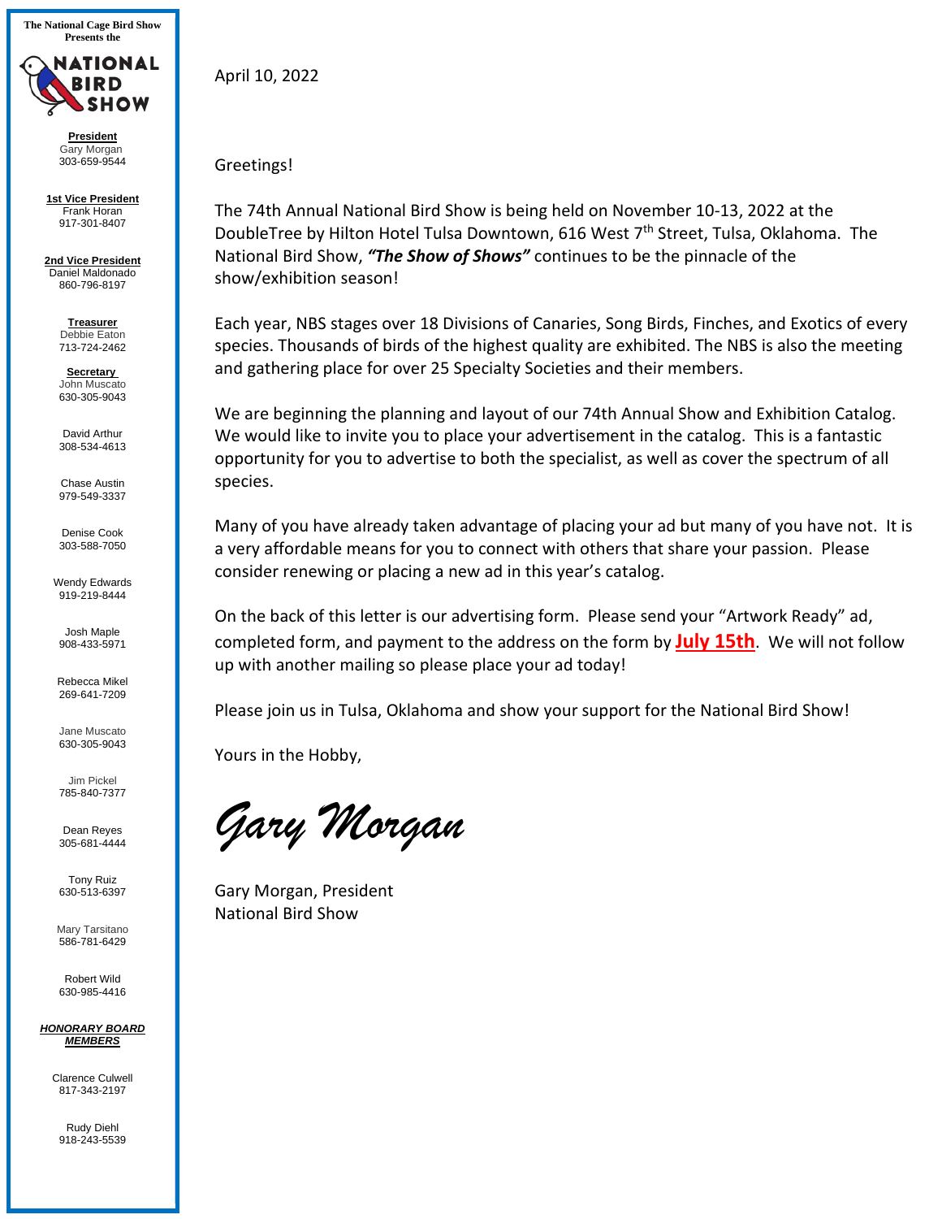The National Cage Bird Show
Presents the

NATIONAL BIRD SHOW

**President**
Gary Morgan
303-659-9544

**1st Vice President**
Frank Horan
917-301-8407

**2nd Vice President**
Daniel Maldonado
860-796-8197

**Treasurer**
Debbie Eaton
713-724-2462

**Secretary**
John Muscato
630-305-9043

David Arthur
308-534-4613

Chase Austin
979-549-3337

Denise Cook
303-588-7050

Wendy Edwards
919-219-8444

Josh Maple
908-433-5971

Rebecca Mikel
269-641-7209

Jane Muscato
630-305-9043

Jim Pickel
785-840-7377

Dean Reyes
305-681-4444

Tony Ruiz
630-513-6397

Mary Tarsitano
586-781-6429

Robert Wild
630-985-4416

***HONORARY BOARD MEMBERS***

Clarence Culwell
817-343-2197

Rudy Diehl
918-243-5539

---

April 10, 2022

Greetings!

The 74th Annual National Bird Show is being held on November 10-13, 2022 at the DoubleTree by Hilton Hotel Tulsa Downtown, 616 West 7th Street, Tulsa, Oklahoma. The National Bird Show, ***"The Show of Shows"*** continues to be the pinnacle of the show/exhibition season!

Each year, NBS stages over 18 Divisions of Canaries, Song Birds, Finches, and Exotics of every species. Thousands of birds of the highest quality are exhibited. The NBS is also the meeting and gathering place for over 25 Specialty Societies and their members.

We are beginning the planning and layout of our 74th Annual Show and Exhibition Catalog. We would like to invite you to place your advertisement in the catalog. This is a fantastic opportunity for you to advertise to both the specialist, as well as cover the spectrum of all species.

Many of you have already taken advantage of placing your ad but many of you have not. It is a very affordable means for you to connect with others that share your passion. Please consider renewing or placing a new ad in this year's catalog.

On the back of this letter is our advertising form. Please send your "Artwork Ready" ad, completed form, and payment to the address on the form by **July 15th**. We will not follow up with another mailing so please place your ad today!

Please join us in Tulsa, Oklahoma and show your support for the National Bird Show!

Yours in the Hobby,

*Gary Morgan*

Gary Morgan, President
National Bird Show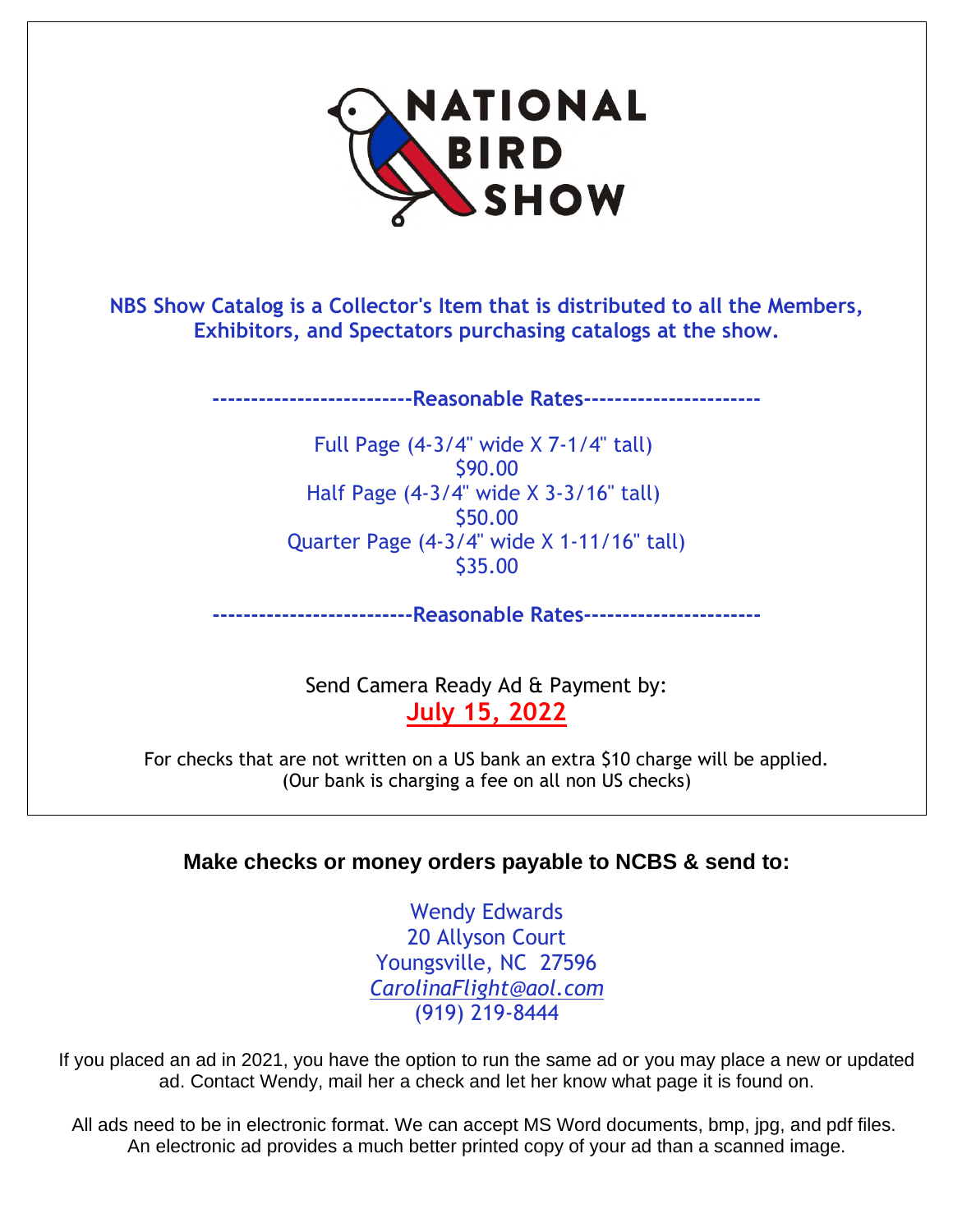# NATIONAL BIRD SHOW

**NBS Show Catalog is a Collector's Item that is distributed to all the Members, Exhibitors, and Spectators purchasing catalogs at the show.**

**-------------------------Reasonable Rates----------------------**

Full Page (4-3/4" wide X 7-1/4" tall)
$90.00
Half Page (4-3/4" wide X 3-3/16" tall)
$50.00
Quarter Page (4-3/4" wide X 1-11/16" tall)
$35.00

**-------------------------Reasonable Rates----------------------**

Send Camera Ready Ad & Payment by:
**July 15, 2022**

For checks that are not written on a US bank an extra $10 charge will be applied.
(Our bank is charging a fee on all non US checks)

**Make checks or money orders payable to NCBS & send to:**

Wendy Edwards
20 Allyson Court
Youngsville, NC 27596
*CarolinaFlight@aol.com*
(919) 219-8444

If you placed an ad in 2021, you have the option to run the same ad or you may place a new or updated ad. Contact Wendy, mail her a check and let her know what page it is found on.

All ads need to be in electronic format. We can accept MS Word documents, bmp, jpg, and pdf files. An electronic ad provides a much better printed copy of your ad than a scanned image.